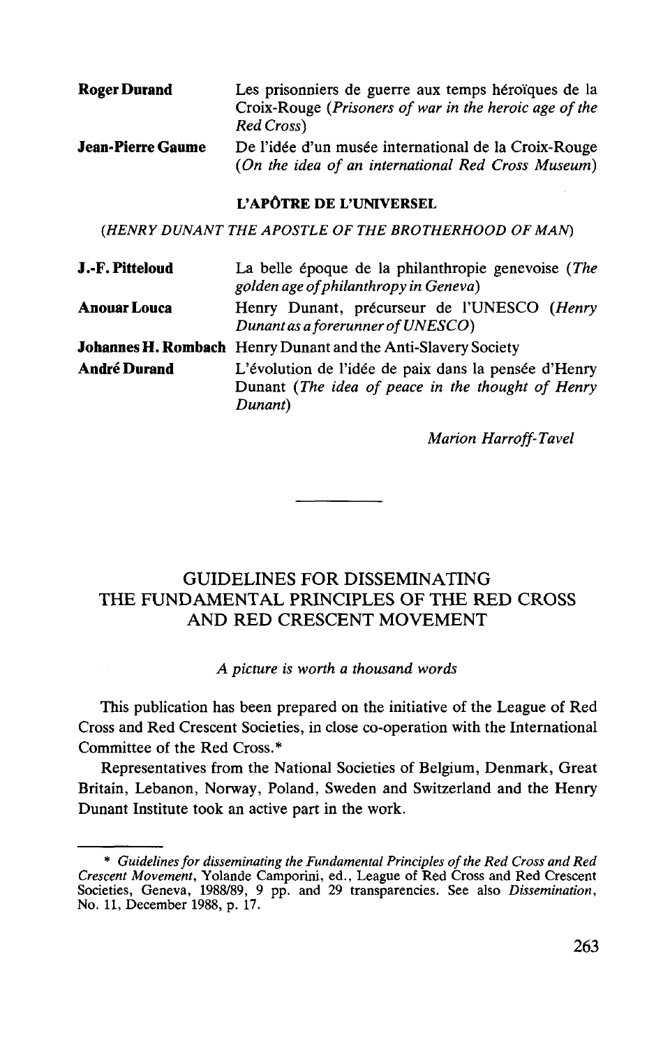| | |
|---|---|
| **Roger Durand** | Les prisonniers de guerre aux temps héroïques de la Croix-Rouge (*Prisoners of war in the heroic age of the Red Cross*) |
| **Jean-Pierre Gaume** | De l'idée d'un musée international de la Croix-Rouge (*On the idea of an international Red Cross Museum*) |

**L'APÔTRE DE L'UNIVERSEL**

*(HENRY DUNANT THE APOSTLE OF THE BROTHERHOOD OF MAN)*

| | |
|---|---|
| **J.-F. Pitteloud** | La belle époque de la philanthropie genevoise (*The golden age of philanthropy in Geneva*) |
| **Anouar Louca** | Henry Dunant, précurseur de l'UNESCO (*Henry Dunant as a forerunner of UNESCO*) |
| **Johannes H. Rombach** | Henry Dunant and the Anti-Slavery Society |
| **André Durand** | L'évolution de l'idée de paix dans la pensée d'Henry Dunant (*The idea of peace in the thought of Henry Dunant*) |

*Marion Harroff-Tavel*

---

## GUIDELINES FOR DISSEMINATING THE FUNDAMENTAL PRINCIPLES OF THE RED CROSS AND RED CRESCENT MOVEMENT

*A picture is worth a thousand words*

This publication has been prepared on the initiative of the League of Red Cross and Red Crescent Societies, in close co-operation with the International Committee of the Red Cross.*

Representatives from the National Societies of Belgium, Denmark, Great Britain, Lebanon, Norway, Poland, Sweden and Switzerland and the Henry Dunant Institute took an active part in the work.

---

\* *Guidelines for disseminating the Fundamental Principles of the Red Cross and Red Crescent Movement*, Yolande Camporini, ed., League of Red Cross and Red Crescent Societies, Geneva, 1988/89, 9 pp. and 29 transparencies. See also *Dissemination*, No. 11, December 1988, p. 17.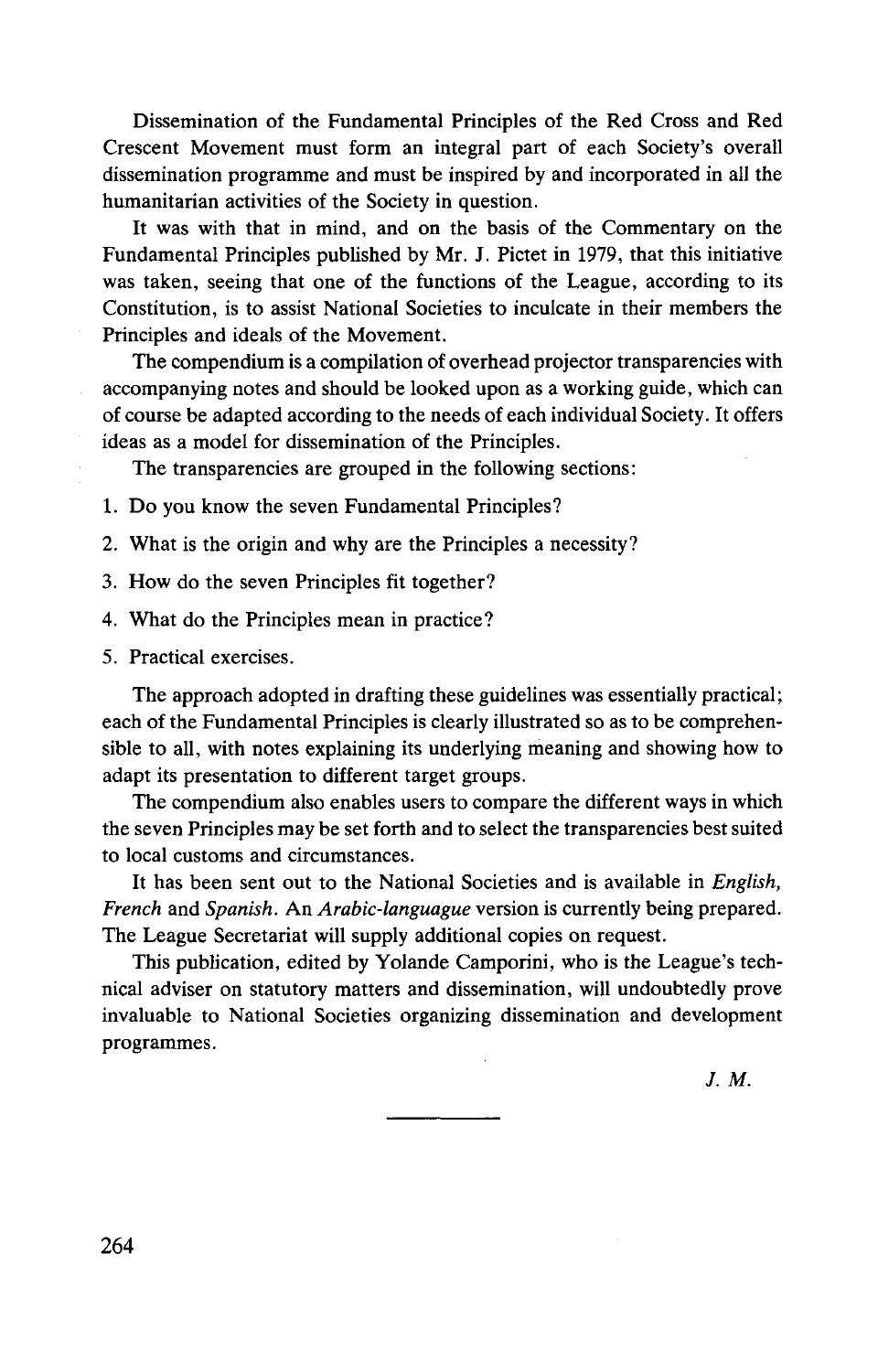Dissemination of the Fundamental Principles of the Red Cross and Red Crescent Movement must form an integral part of each Society's overall dissemination programme and must be inspired by and incorporated in all the humanitarian activities of the Society in question.

It was with that in mind, and on the basis of the Commentary on the Fundamental Principles published by Mr. J. Pictet in 1979, that this initiative was taken, seeing that one of the functions of the League, according to its Constitution, is to assist National Societies to inculcate in their members the Principles and ideals of the Movement.

The compendium is a compilation of overhead projector transparencies with accompanying notes and should be looked upon as a working guide, which can of course be adapted according to the needs of each individual Society. It offers ideas as a model for dissemination of the Principles.

The transparencies are grouped in the following sections:

1. Do you know the seven Fundamental Principles?
2. What is the origin and why are the Principles a necessity?
3. How do the seven Principles fit together?
4. What do the Principles mean in practice?
5. Practical exercises.

The approach adopted in drafting these guidelines was essentially practical; each of the Fundamental Principles is clearly illustrated so as to be comprehensible to all, with notes explaining its underlying meaning and showing how to adapt its presentation to different target groups.

The compendium also enables users to compare the different ways in which the seven Principles may be set forth and to select the transparencies best suited to local customs and circumstances.

It has been sent out to the National Societies and is available in *English, French* and *Spanish*. An *Arabic-languague* version is currently being prepared. The League Secretariat will supply additional copies on request.

This publication, edited by Yolande Camporini, who is the League's technical adviser on statutory matters and dissemination, will undoubtedly prove invaluable to National Societies organizing dissemination and development programmes.

*J. M.*